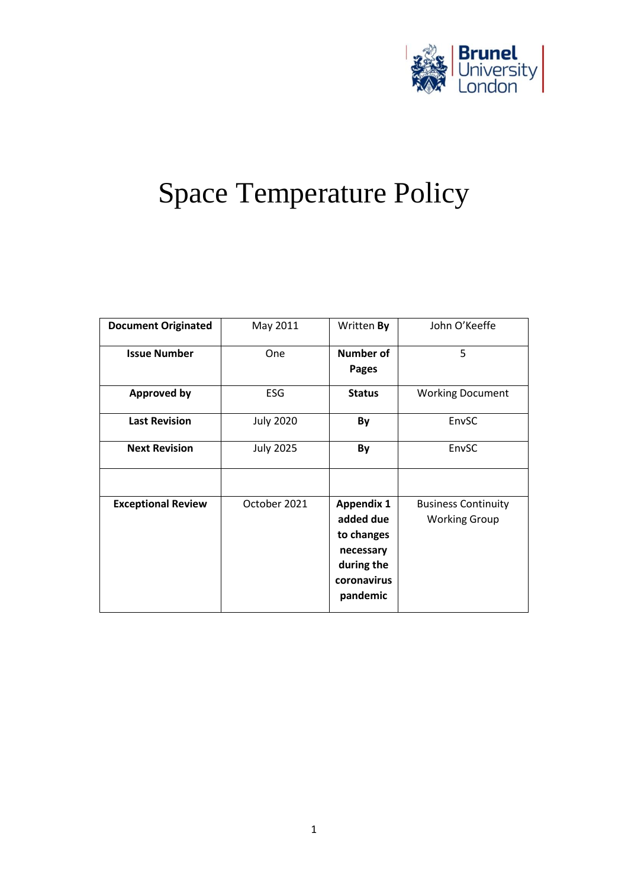# Space Temperature Policy

| Document Originated | May 2011 | Written **By** | John O'Keeffe |
|---|---|---|---|
| **Issue Number** | One | **Number of Pages** | 5 |
| **Approved by** | ESG | **Status** | Working Document |
| **Last Revision** | July 2020 | **By** | EnvSC |
| **Next Revision** | July 2025 | **By** | EnvSC |
| | | | |
| **Exceptional Review** | October 2021 | **Appendix 1 added due to changes necessary during the coronavirus pandemic** | Business Continuity Working Group |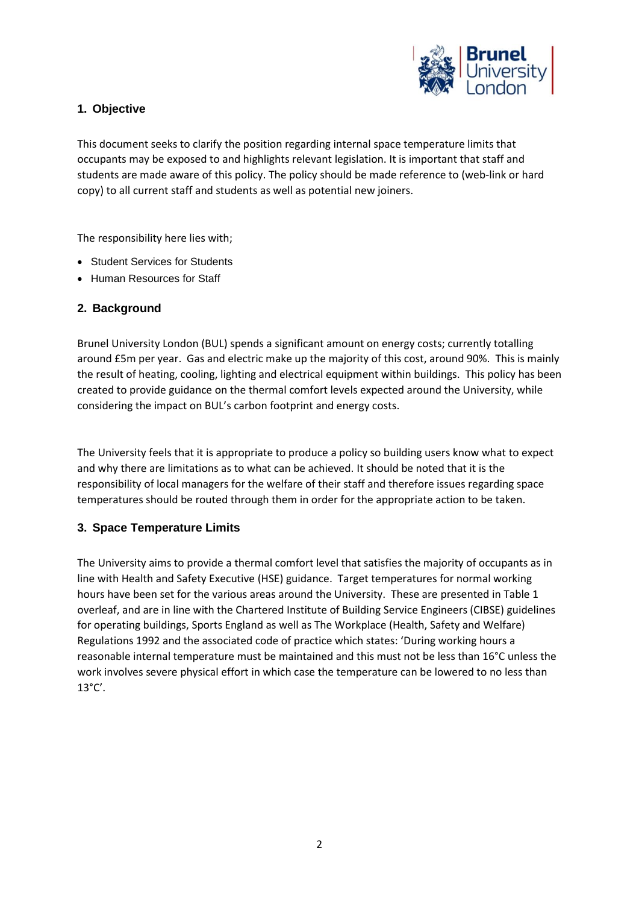## 1. Objective

This document seeks to clarify the position regarding internal space temperature limits that occupants may be exposed to and highlights relevant legislation. It is important that staff and students are made aware of this policy. The policy should be made reference to (web-link or hard copy) to all current staff and students as well as potential new joiners.

The responsibility here lies with;

- Student Services for Students
- Human Resources for Staff

## 2. Background

Brunel University London (BUL) spends a significant amount on energy costs; currently totalling around £5m per year. Gas and electric make up the majority of this cost, around 90%. This is mainly the result of heating, cooling, lighting and electrical equipment within buildings. This policy has been created to provide guidance on the thermal comfort levels expected around the University, while considering the impact on BUL's carbon footprint and energy costs.

The University feels that it is appropriate to produce a policy so building users know what to expect and why there are limitations as to what can be achieved. It should be noted that it is the responsibility of local managers for the welfare of their staff and therefore issues regarding space temperatures should be routed through them in order for the appropriate action to be taken.

## 3. Space Temperature Limits

The University aims to provide a thermal comfort level that satisfies the majority of occupants as in line with Health and Safety Executive (HSE) guidance. Target temperatures for normal working hours have been set for the various areas around the University. These are presented in Table 1 overleaf, and are in line with the Chartered Institute of Building Service Engineers (CIBSE) guidelines for operating buildings, Sports England as well as The Workplace (Health, Safety and Welfare) Regulations 1992 and the associated code of practice which states: 'During working hours a reasonable internal temperature must be maintained and this must not be less than 16°C unless the work involves severe physical effort in which case the temperature can be lowered to no less than 13°C'.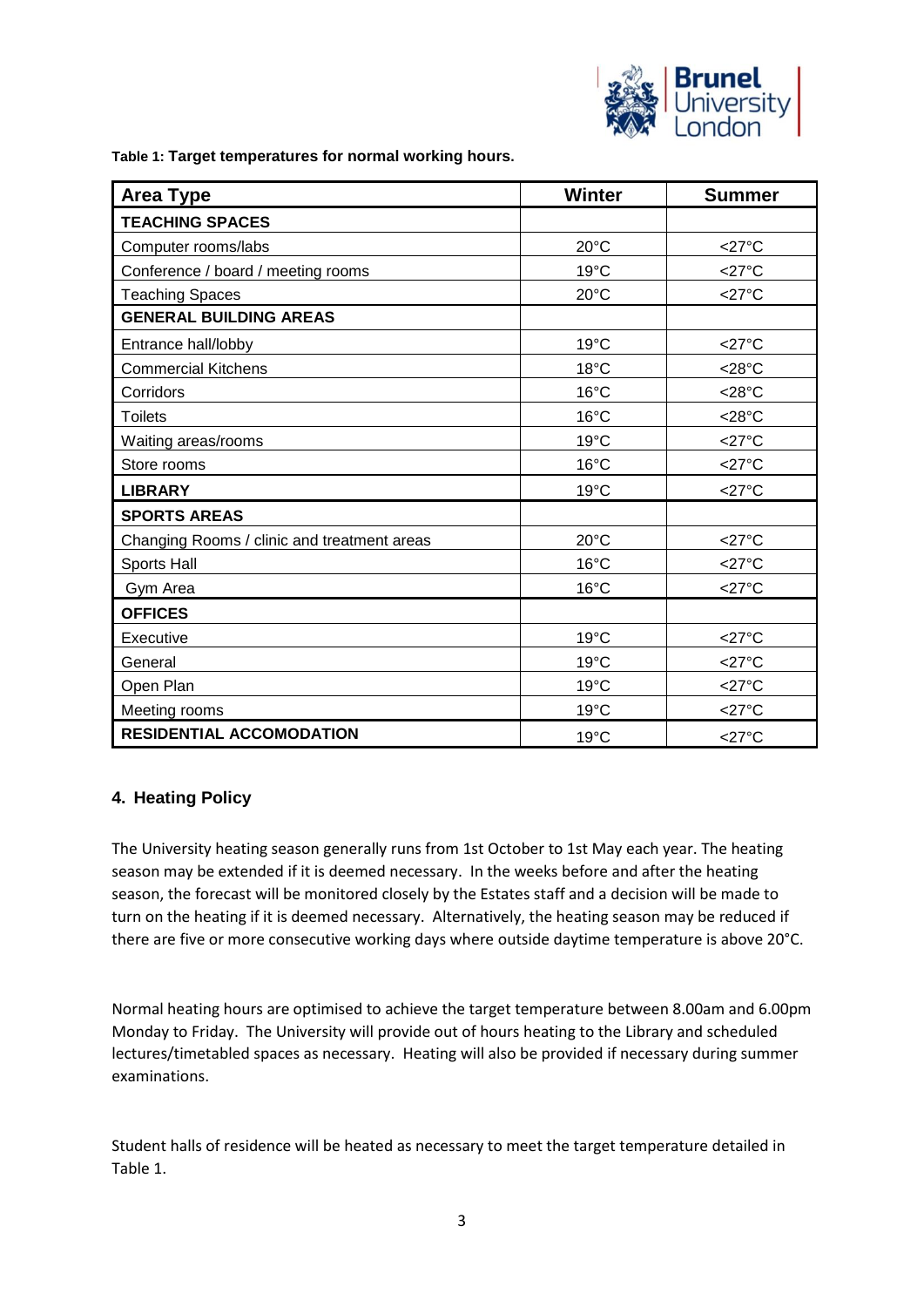**Table 1: Target temperatures for normal working hours.**

| Area Type | Winter | Summer |
|---|---|---|
| **TEACHING SPACES** | | |
| Computer rooms/labs | 20°C | <27°C |
| Conference / board / meeting rooms | 19°C | <27°C |
| Teaching Spaces | 20°C | <27°C |
| **GENERAL BUILDING AREAS** | | |
| Entrance hall/lobby | 19°C | <27°C |
| Commercial Kitchens | 18°C | <28°C |
| Corridors | 16°C | <28°C |
| Toilets | 16°C | <28°C |
| Waiting areas/rooms | 19°C | <27°C |
| Store rooms | 16°C | <27°C |
| **LIBRARY** | 19°C | <27°C |
| **SPORTS AREAS** | | |
| Changing Rooms / clinic and treatment areas | 20°C | <27°C |
| Sports Hall | 16°C | <27°C |
| Gym Area | 16°C | <27°C |
| **OFFICES** | | |
| Executive | 19°C | <27°C |
| General | 19°C | <27°C |
| Open Plan | 19°C | <27°C |
| Meeting rooms | 19°C | <27°C |
| **RESIDENTIAL ACCOMODATION** | 19°C | <27°C |

## 4. Heating Policy

The University heating season generally runs from 1st October to 1st May each year. The heating season may be extended if it is deemed necessary. In the weeks before and after the heating season, the forecast will be monitored closely by the Estates staff and a decision will be made to turn on the heating if it is deemed necessary. Alternatively, the heating season may be reduced if there are five or more consecutive working days where outside daytime temperature is above 20°C.

Normal heating hours are optimised to achieve the target temperature between 8.00am and 6.00pm Monday to Friday. The University will provide out of hours heating to the Library and scheduled lectures/timetabled spaces as necessary. Heating will also be provided if necessary during summer examinations.

Student halls of residence will be heated as necessary to meet the target temperature detailed in Table 1.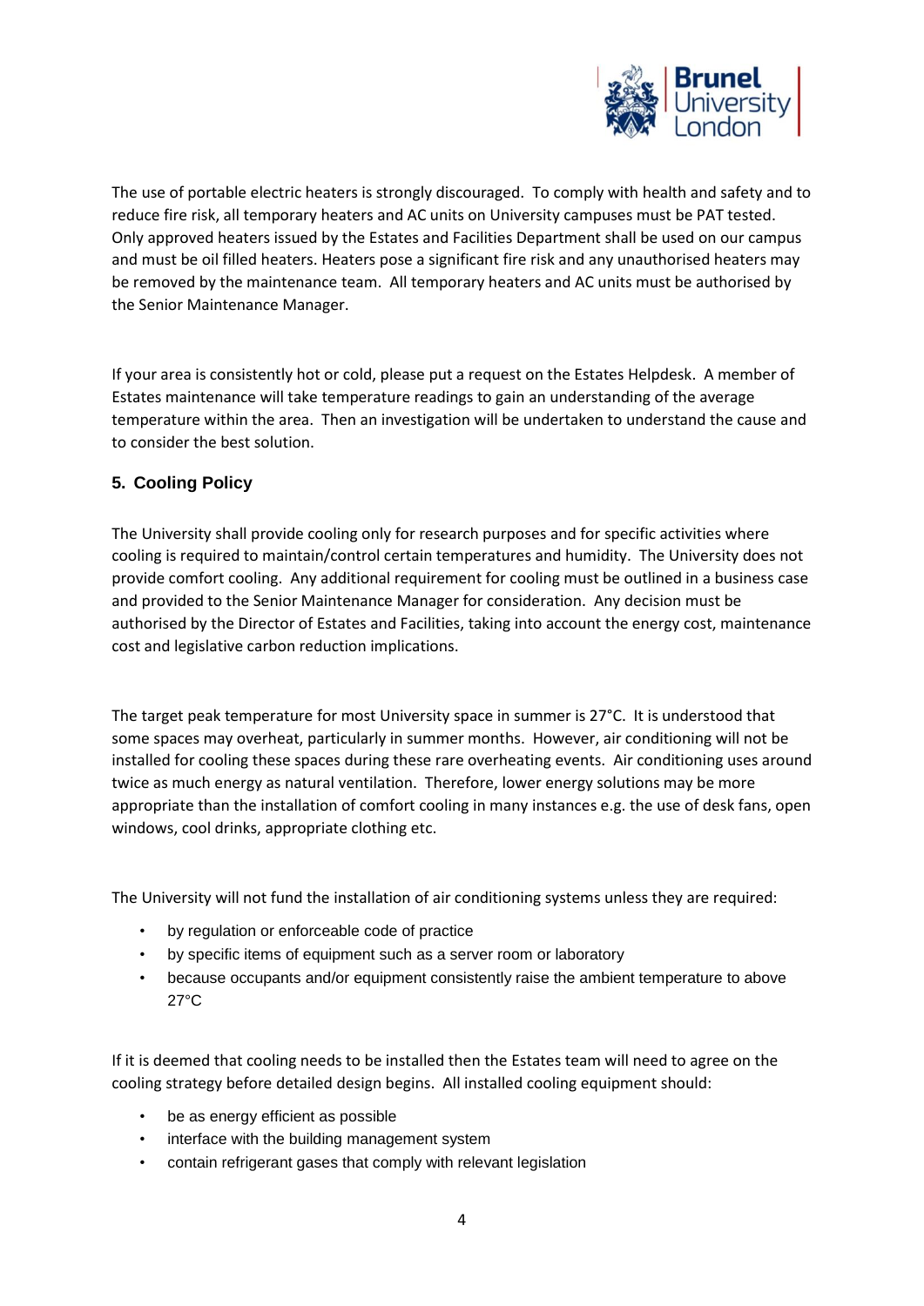The use of portable electric heaters is strongly discouraged. To comply with health and safety and to reduce fire risk, all temporary heaters and AC units on University campuses must be PAT tested. Only approved heaters issued by the Estates and Facilities Department shall be used on our campus and must be oil filled heaters. Heaters pose a significant fire risk and any unauthorised heaters may be removed by the maintenance team. All temporary heaters and AC units must be authorised by the Senior Maintenance Manager.

If your area is consistently hot or cold, please put a request on the Estates Helpdesk. A member of Estates maintenance will take temperature readings to gain an understanding of the average temperature within the area. Then an investigation will be undertaken to understand the cause and to consider the best solution.

## 5. Cooling Policy

The University shall provide cooling only for research purposes and for specific activities where cooling is required to maintain/control certain temperatures and humidity. The University does not provide comfort cooling. Any additional requirement for cooling must be outlined in a business case and provided to the Senior Maintenance Manager for consideration. Any decision must be authorised by the Director of Estates and Facilities, taking into account the energy cost, maintenance cost and legislative carbon reduction implications.

The target peak temperature for most University space in summer is 27°C. It is understood that some spaces may overheat, particularly in summer months. However, air conditioning will not be installed for cooling these spaces during these rare overheating events. Air conditioning uses around twice as much energy as natural ventilation. Therefore, lower energy solutions may be more appropriate than the installation of comfort cooling in many instances e.g. the use of desk fans, open windows, cool drinks, appropriate clothing etc.

The University will not fund the installation of air conditioning systems unless they are required:

- by regulation or enforceable code of practice
- by specific items of equipment such as a server room or laboratory
- because occupants and/or equipment consistently raise the ambient temperature to above 27°C

If it is deemed that cooling needs to be installed then the Estates team will need to agree on the cooling strategy before detailed design begins. All installed cooling equipment should:

- be as energy efficient as possible
- interface with the building management system
- contain refrigerant gases that comply with relevant legislation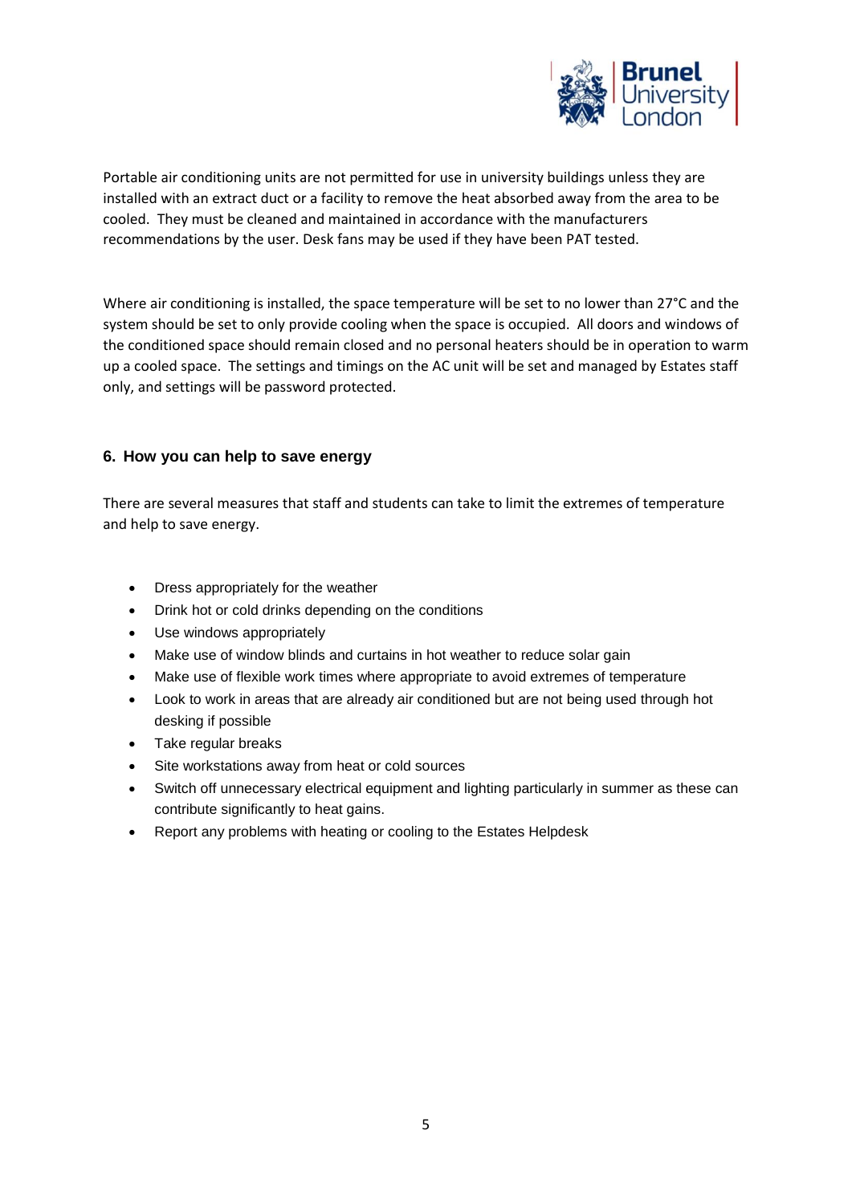Portable air conditioning units are not permitted for use in university buildings unless they are installed with an extract duct or a facility to remove the heat absorbed away from the area to be cooled. They must be cleaned and maintained in accordance with the manufacturers recommendations by the user. Desk fans may be used if they have been PAT tested.

Where air conditioning is installed, the space temperature will be set to no lower than 27°C and the system should be set to only provide cooling when the space is occupied. All doors and windows of the conditioned space should remain closed and no personal heaters should be in operation to warm up a cooled space. The settings and timings on the AC unit will be set and managed by Estates staff only, and settings will be password protected.

## 6. How you can help to save energy

There are several measures that staff and students can take to limit the extremes of temperature and help to save energy.

- Dress appropriately for the weather
- Drink hot or cold drinks depending on the conditions
- Use windows appropriately
- Make use of window blinds and curtains in hot weather to reduce solar gain
- Make use of flexible work times where appropriate to avoid extremes of temperature
- Look to work in areas that are already air conditioned but are not being used through hot desking if possible
- Take regular breaks
- Site workstations away from heat or cold sources
- Switch off unnecessary electrical equipment and lighting particularly in summer as these can contribute significantly to heat gains.
- Report any problems with heating or cooling to the Estates Helpdesk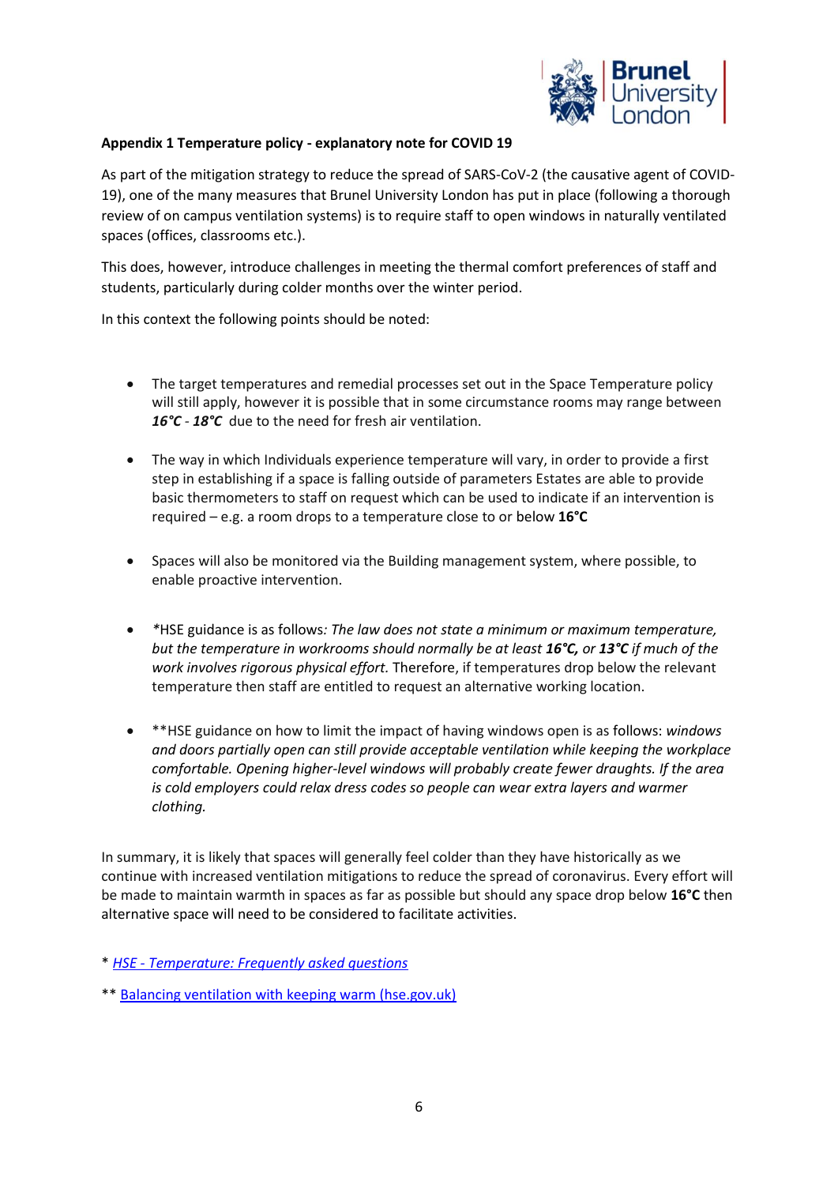**Appendix 1 Temperature policy - explanatory note for COVID 19**

As part of the mitigation strategy to reduce the spread of SARS-CoV-2 (the causative agent of COVID-19), one of the many measures that Brunel University London has put in place (following a thorough review of on campus ventilation systems) is to require staff to open windows in naturally ventilated spaces (offices, classrooms etc.).

This does, however, introduce challenges in meeting the thermal comfort preferences of staff and students, particularly during colder months over the winter period.

In this context the following points should be noted:

- The target temperatures and remedial processes set out in the Space Temperature policy will still apply, however it is possible that in some circumstance rooms may range between ***16°C*** - ***18°C*** due to the need for fresh air ventilation.
- The way in which Individuals experience temperature will vary, in order to provide a first step in establishing if a space is falling outside of parameters Estates are able to provide basic thermometers to staff on request which can be used to indicate if an intervention is required – e.g. a room drops to a temperature close to or below **16°C**
- Spaces will also be monitored via the Building management system, where possible, to enable proactive intervention.
- *HSE guidance is as follows*: The law does not state a minimum or maximum temperature, but the temperature in workrooms should normally be at least **16°C,** or **13°C** if much of the work involves rigorous physical effort.* Therefore, if temperatures drop below the relevant temperature then staff are entitled to request an alternative working location.
- **HSE guidance on how to limit the impact of having windows open is as follows: *windows and doors partially open can still provide acceptable ventilation while keeping the workplace comfortable. Opening higher-level windows will probably create fewer draughts. If the area is cold employers could relax dress codes so people can wear extra layers and warmer clothing.*

In summary, it is likely that spaces will generally feel colder than they have historically as we continue with increased ventilation mitigations to reduce the spread of coronavirus. Every effort will be made to maintain warmth in spaces as far as possible but should any space drop below **16°C** then alternative space will need to be considered to facilitate activities.

* *HSE - Temperature: Frequently asked questions*

** Balancing ventilation with keeping warm (hse.gov.uk)